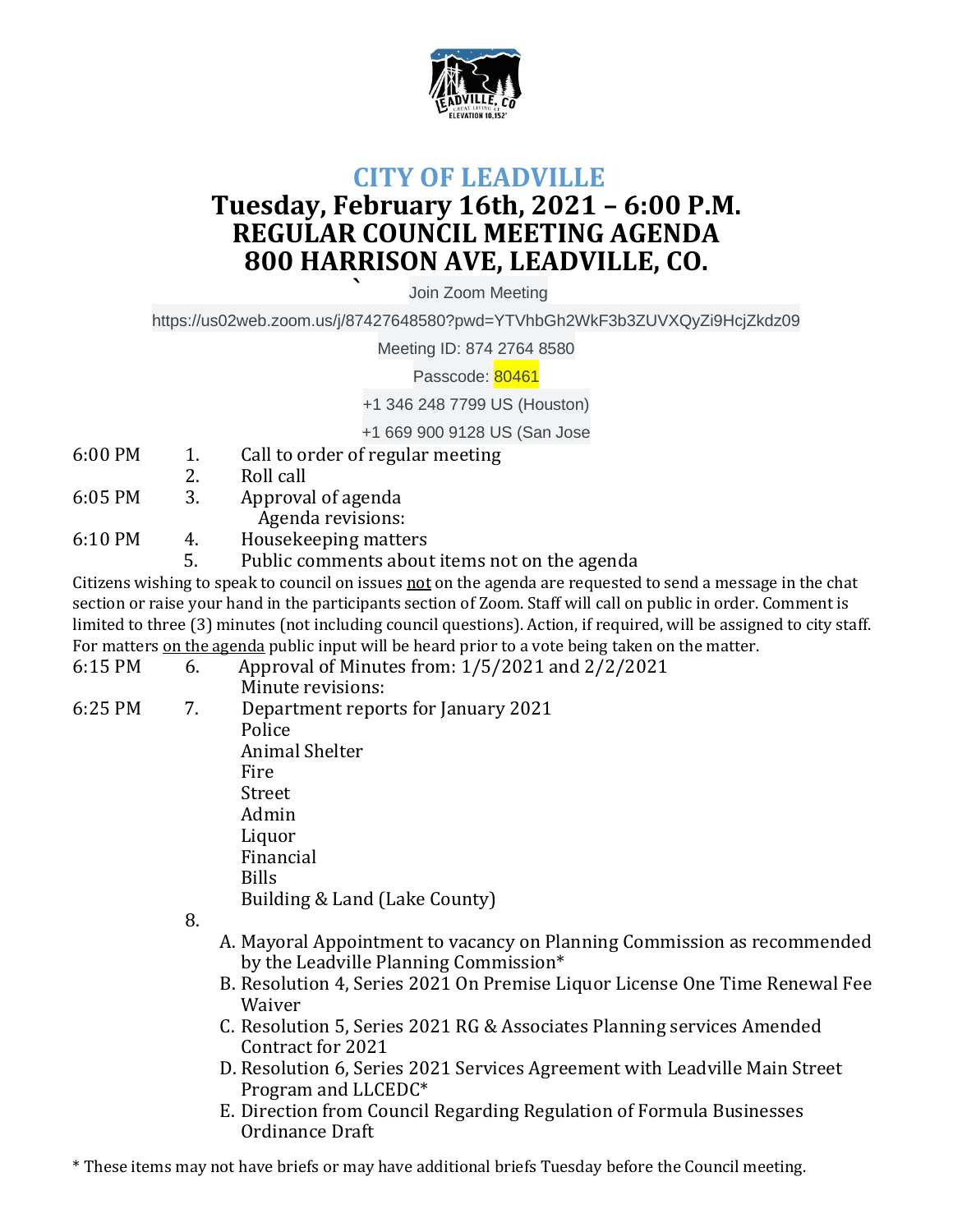# CITY OF LEADVILLE

## Tuesday, February 16th, 2021 – 6:00 P.M.
## REGULAR COUNCIL MEETING AGENDA
## 800 HARRISON AVE, LEADVILLE, CO.

Join Zoom Meeting

https://us02web.zoom.us/j/87427648580?pwd=YTVhbGh2WkF3b3ZUVXQyZi9HcjZkdz09

Meeting ID: 874 2764 8580

Passcode: 80461

+1 346 248 7799 US (Houston)

+1 669 900 9128 US (San Jose

6:00 PM 1. Call to order of regular meeting

2. Roll call

6:05 PM 3. Approval of agenda
   Agenda revisions:

6:10 PM 4. Housekeeping matters

5. Public comments about items not on the agenda

Citizens wishing to speak to council on issues not on the agenda are requested to send a message in the chat section or raise your hand in the participants section of Zoom. Staff will call on public in order. Comment is limited to three (3) minutes (not including council questions). Action, if required, will be assigned to city staff. For matters on the agenda public input will be heard prior to a vote being taken on the matter.

6:15 PM 6. Approval of Minutes from: 1/5/2021 and 2/2/2021
   Minute revisions:

6:25 PM 7. Department reports for January 2021
   Police
   Animal Shelter
   Fire
   Street
   Admin
   Liquor
   Financial
   Bills
   Building & Land (Lake County)

8.

A. Mayoral Appointment to vacancy on Planning Commission as recommended by the Leadville Planning Commission*
B. Resolution 4, Series 2021 On Premise Liquor License One Time Renewal Fee Waiver
C. Resolution 5, Series 2021 RG & Associates Planning services Amended Contract for 2021
D. Resolution 6, Series 2021 Services Agreement with Leadville Main Street Program and LLCEDC*
E. Direction from Council Regarding Regulation of Formula Businesses Ordinance Draft

* These items may not have briefs or may have additional briefs Tuesday before the Council meeting.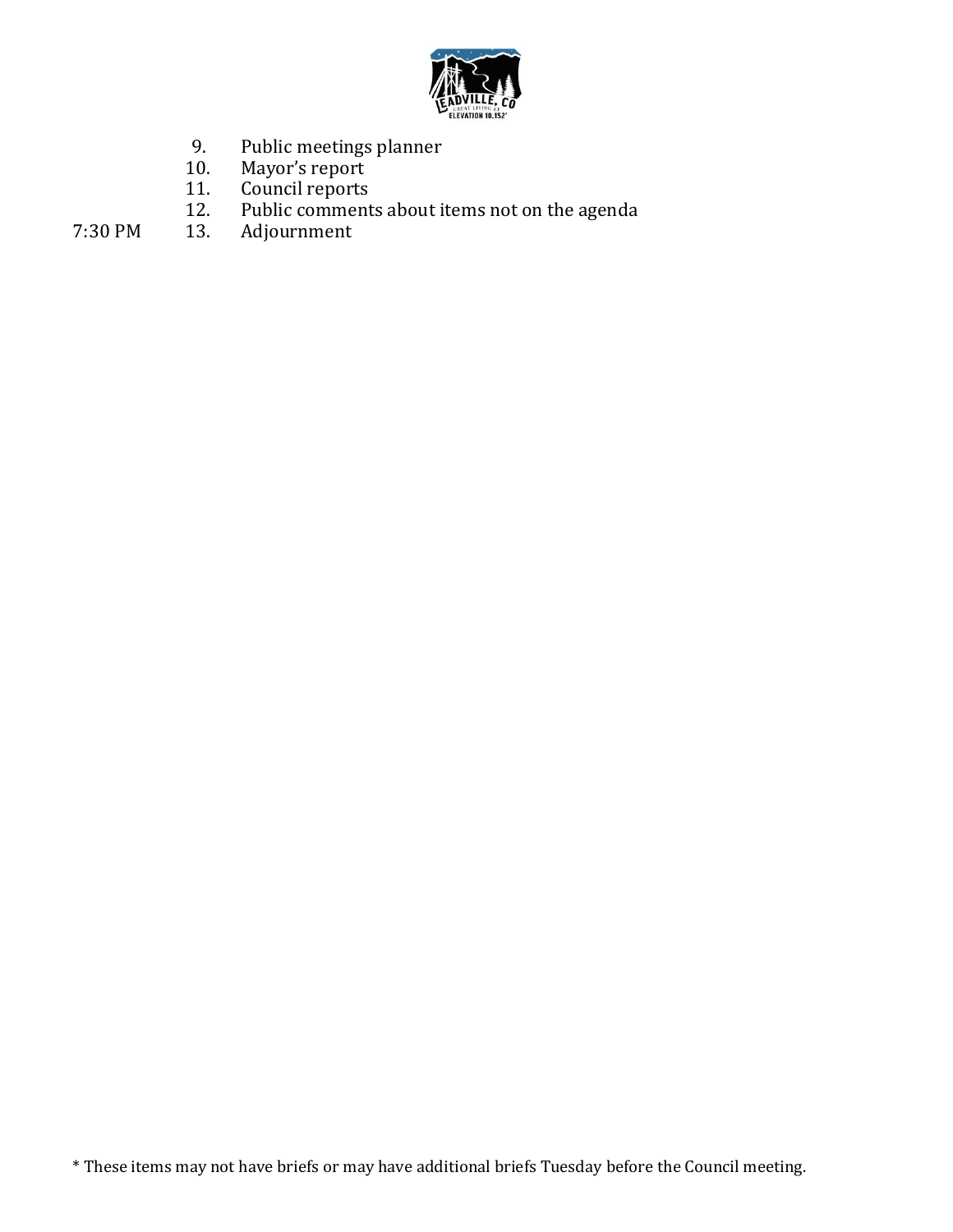9. Public meetings planner
10. Mayor's report
11. Council reports
12. Public comments about items not on the agenda

7:30 PM 13. Adjournment

* These items may not have briefs or may have additional briefs Tuesday before the Council meeting.